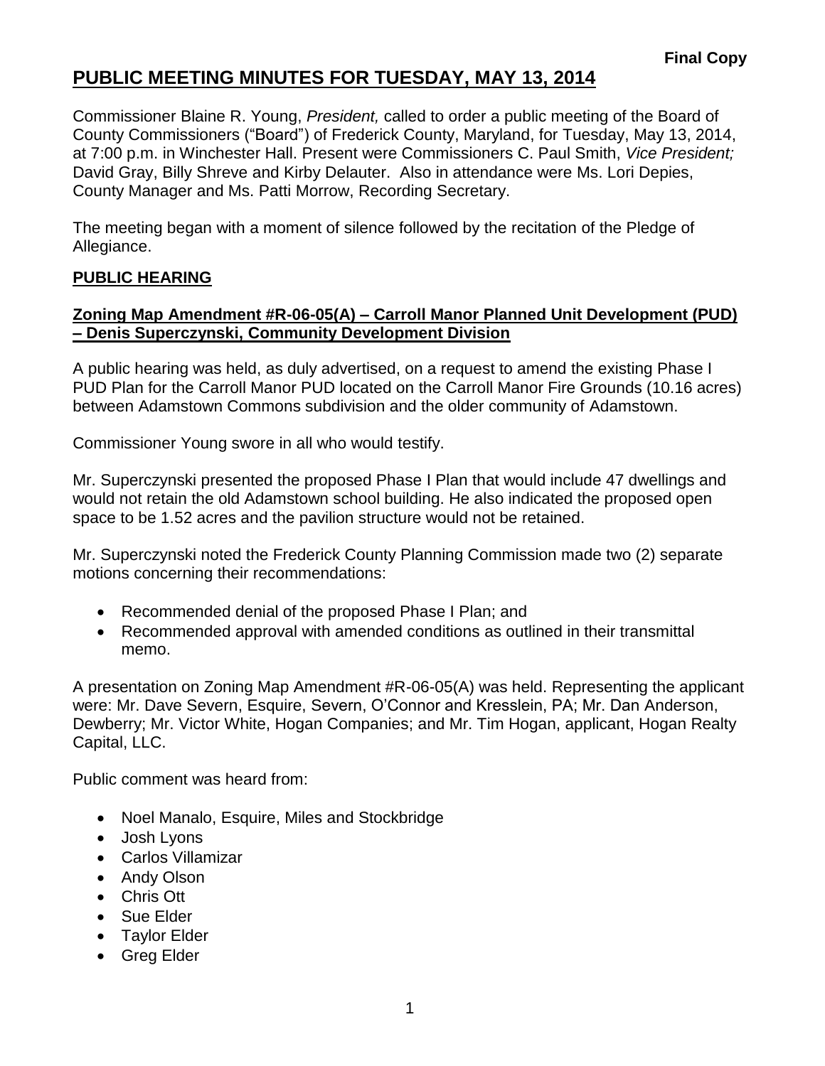**Final Copy**

# PUBLIC MEETING MINUTES FOR TUESDAY, MAY 13, 2014

Commissioner Blaine R. Young, *President,* called to order a public meeting of the Board of County Commissioners ("Board") of Frederick County, Maryland, for Tuesday, May 13, 2014, at 7:00 p.m. in Winchester Hall. Present were Commissioners C. Paul Smith, *Vice President;* David Gray, Billy Shreve and Kirby Delauter. Also in attendance were Ms. Lori Depies, County Manager and Ms. Patti Morrow, Recording Secretary.

The meeting began with a moment of silence followed by the recitation of the Pledge of Allegiance.

## PUBLIC HEARING

### Zoning Map Amendment #R-06-05(A) – Carroll Manor Planned Unit Development (PUD) – Denis Superczynski, Community Development Division

A public hearing was held, as duly advertised, on a request to amend the existing Phase I PUD Plan for the Carroll Manor PUD located on the Carroll Manor Fire Grounds (10.16 acres) between Adamstown Commons subdivision and the older community of Adamstown.

Commissioner Young swore in all who would testify.

Mr. Superczynski presented the proposed Phase I Plan that would include 47 dwellings and would not retain the old Adamstown school building. He also indicated the proposed open space to be 1.52 acres and the pavilion structure would not be retained.

Mr. Superczynski noted the Frederick County Planning Commission made two (2) separate motions concerning their recommendations:

- Recommended denial of the proposed Phase I Plan; and
- Recommended approval with amended conditions as outlined in their transmittal memo.

A presentation on Zoning Map Amendment #R-06-05(A) was held. Representing the applicant were: Mr. Dave Severn, Esquire, Severn, O'Connor and Kresslein, PA; Mr. Dan Anderson, Dewberry; Mr. Victor White, Hogan Companies; and Mr. Tim Hogan, applicant, Hogan Realty Capital, LLC.

Public comment was heard from:

- Noel Manalo, Esquire, Miles and Stockbridge
- Josh Lyons
- Carlos Villamizar
- Andy Olson
- Chris Ott
- Sue Elder
- Taylor Elder
- Greg Elder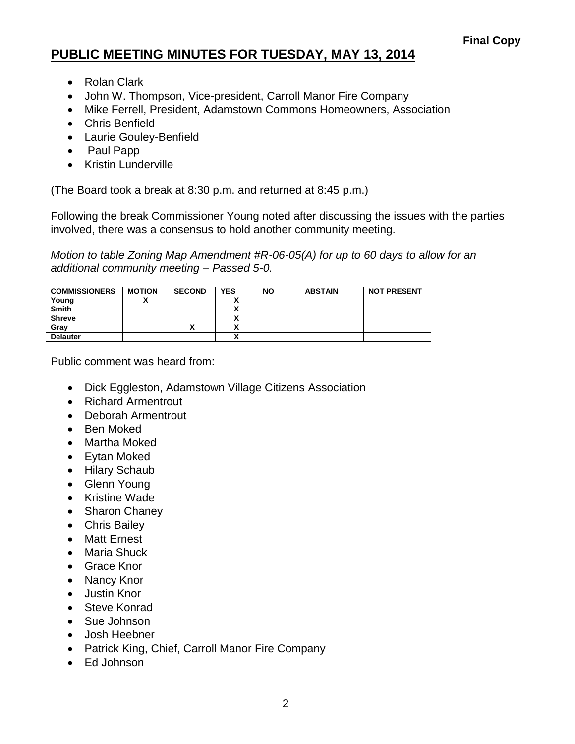**Final Copy**

# PUBLIC MEETING MINUTES FOR TUESDAY, MAY 13, 2014

- Rolan Clark
- John W. Thompson, Vice-president, Carroll Manor Fire Company
- Mike Ferrell, President, Adamstown Commons Homeowners, Association
- Chris Benfield
- Laurie Gouley-Benfield
- Paul Papp
- Kristin Lunderville

(The Board took a break at 8:30 p.m. and returned at 8:45 p.m.)

Following the break Commissioner Young noted after discussing the issues with the parties involved, there was a consensus to hold another community meeting.

*Motion to table Zoning Map Amendment #R-06-05(A) for up to 60 days to allow for an additional community meeting – Passed 5-0.*

| COMMISSIONERS | MOTION | SECOND | YES | NO | ABSTAIN | NOT PRESENT |
|---|---|---|---|---|---|---|
| Young | X | | X | | | |
| Smith | | | X | | | |
| Shreve | | | X | | | |
| Gray | | X | X | | | |
| Delauter | | | X | | | |

Public comment was heard from:

- Dick Eggleston, Adamstown Village Citizens Association
- Richard Armentrout
- Deborah Armentrout
- Ben Moked
- Martha Moked
- Eytan Moked
- Hilary Schaub
- Glenn Young
- Kristine Wade
- Sharon Chaney
- Chris Bailey
- Matt Ernest
- Maria Shuck
- Grace Knor
- Nancy Knor
- Justin Knor
- Steve Konrad
- Sue Johnson
- Josh Heebner
- Patrick King, Chief, Carroll Manor Fire Company
- Ed Johnson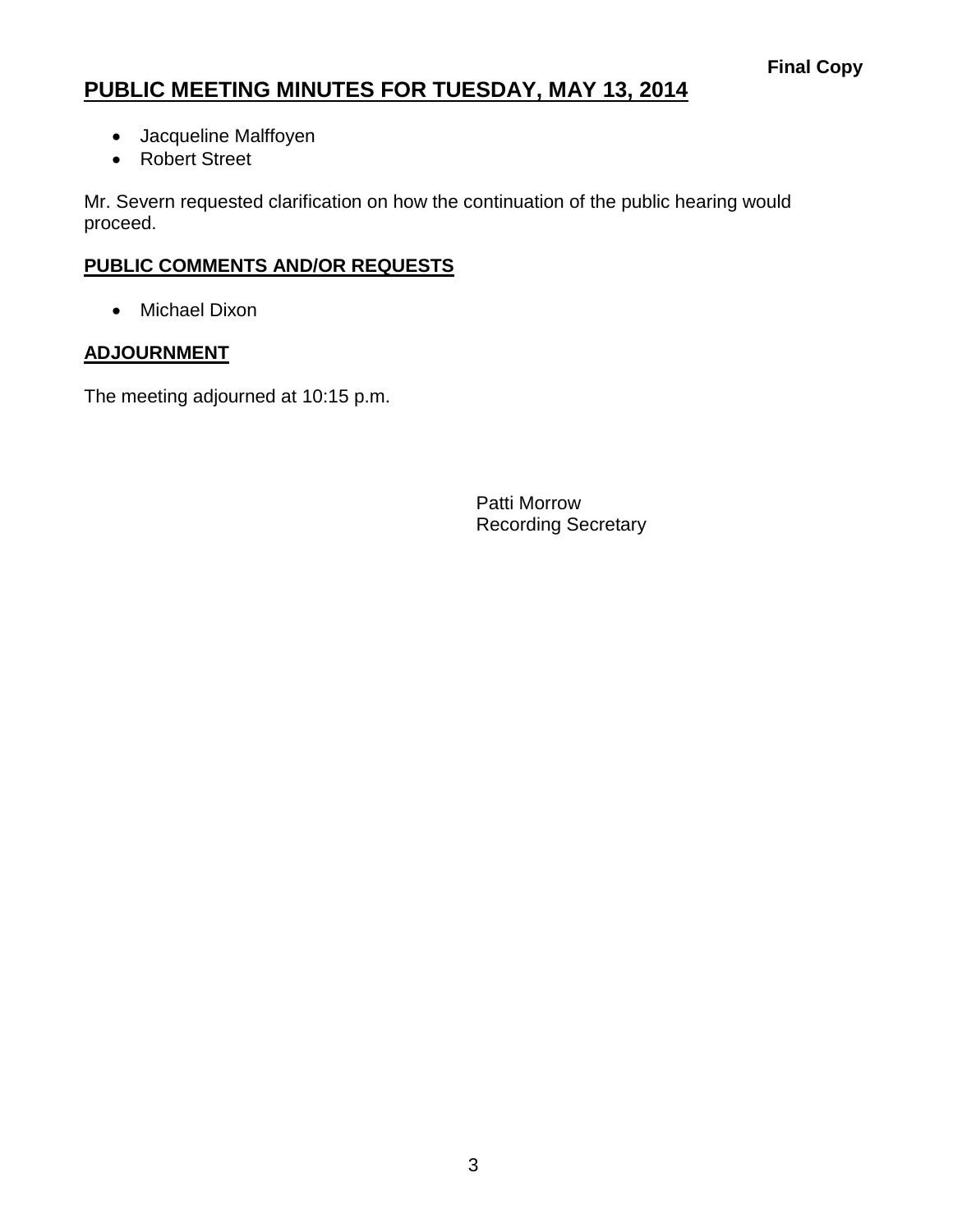**Final Copy**

# PUBLIC MEETING MINUTES FOR TUESDAY, MAY 13, 2014

- Jacqueline Malffoyen
- Robert Street

Mr. Severn requested clarification on how the continuation of the public hearing would proceed.

## PUBLIC COMMENTS AND/OR REQUESTS

- Michael Dixon

## ADJOURNMENT

The meeting adjourned at 10:15 p.m.

Patti Morrow
Recording Secretary